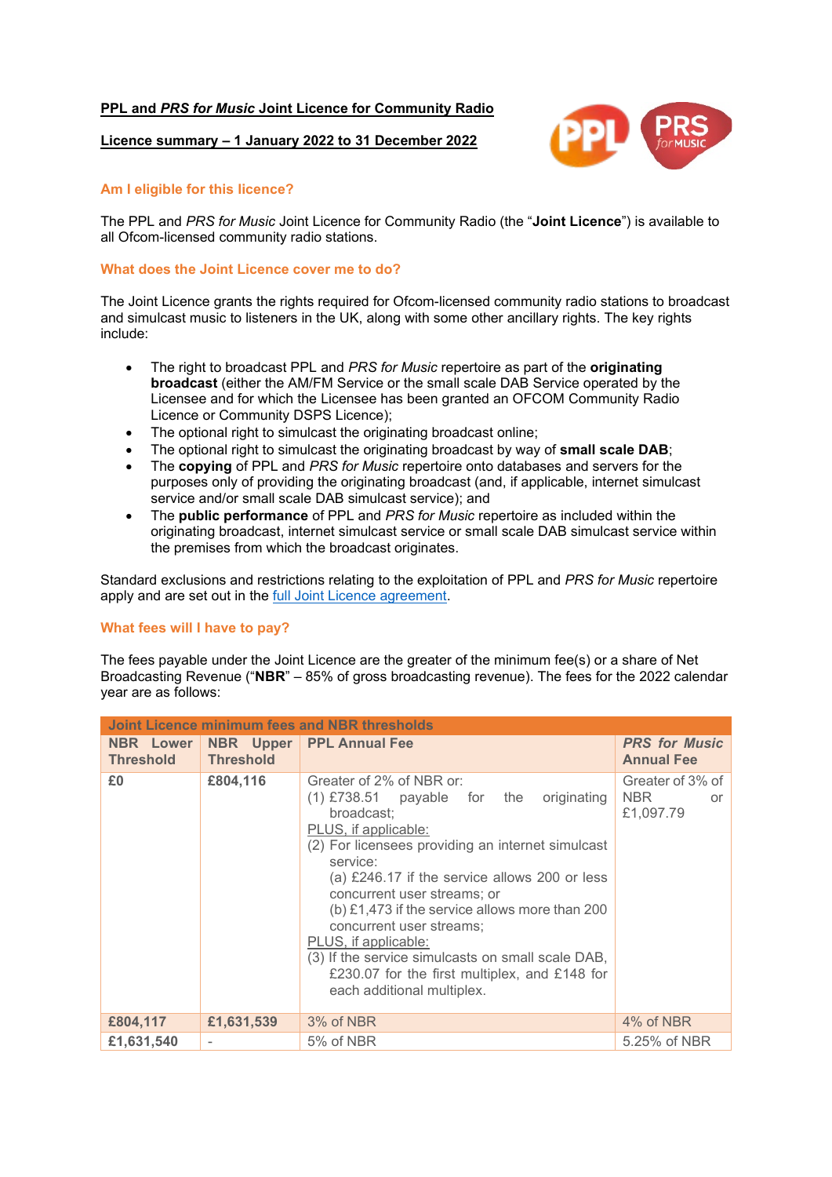**PPL and *PRS for Music* Joint Licence for Community Radio**

**Licence summary – 1 January 2022 to 31 December 2022**

### Am I eligible for this licence?

The PPL and *PRS for Music* Joint Licence for Community Radio (the "**Joint Licence**") is available to all Ofcom-licensed community radio stations.

### What does the Joint Licence cover me to do?

The Joint Licence grants the rights required for Ofcom-licensed community radio stations to broadcast and simulcast music to listeners in the UK, along with some other ancillary rights. The key rights include:

- The right to broadcast PPL and *PRS for Music* repertoire as part of the **originating broadcast** (either the AM/FM Service or the small scale DAB Service operated by the Licensee and for which the Licensee has been granted an OFCOM Community Radio Licence or Community DSPS Licence);
- The optional right to simulcast the originating broadcast online;
- The optional right to simulcast the originating broadcast by way of **small scale DAB**;
- The **copying** of PPL and *PRS for Music* repertoire onto databases and servers for the purposes only of providing the originating broadcast (and, if applicable, internet simulcast service and/or small scale DAB simulcast service); and
- The **public performance** of PPL and *PRS for Music* repertoire as included within the originating broadcast, internet simulcast service or small scale DAB simulcast service within the premises from which the broadcast originates.

Standard exclusions and restrictions relating to the exploitation of PPL and *PRS for Music* repertoire apply and are set out in the full Joint Licence agreement.

### What fees will I have to pay?

The fees payable under the Joint Licence are the greater of the minimum fee(s) or a share of Net Broadcasting Revenue ("**NBR**" – 85% of gross broadcasting revenue). The fees for the 2022 calendar year are as follows:

| Joint Licence minimum fees and NBR thresholds | | | |
|---|---|---|---|
| **NBR Lower Threshold** | **NBR Upper Threshold** | **PPL Annual Fee** | ***PRS for Music* Annual Fee** |
| **£0** | **£804,116** | Greater of 2% of NBR or:<br>(1) £738.51 payable for the originating broadcast;<br>PLUS, if applicable:<br>(2) For licensees providing an internet simulcast service:<br>(a) £246.17 if the service allows 200 or less concurrent user streams; or<br>(b) £1,473 if the service allows more than 200 concurrent user streams;<br>PLUS, if applicable:<br>(3) If the service simulcasts on small scale DAB, £230.07 for the first multiplex, and £148 for each additional multiplex. | Greater of 3% of NBR or £1,097.79 |
| **£804,117** | **£1,631,539** | 3% of NBR | 4% of NBR |
| **£1,631,540** | - | 5% of NBR | 5.25% of NBR |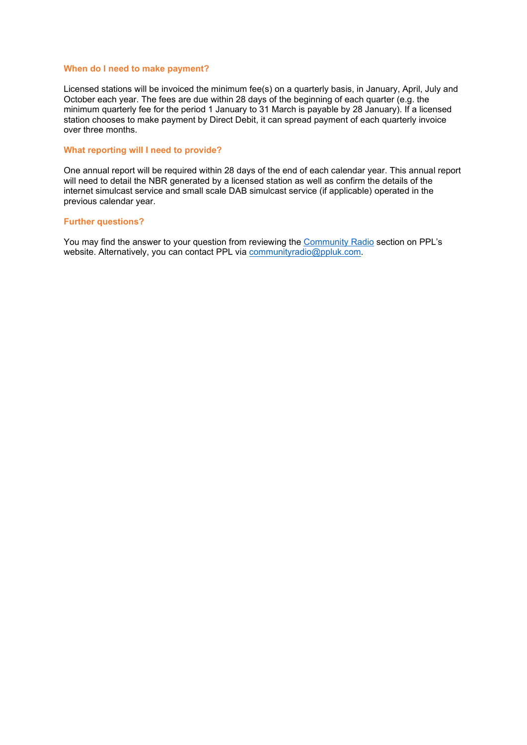### When do I need to make payment?

Licensed stations will be invoiced the minimum fee(s) on a quarterly basis, in January, April, July and October each year. The fees are due within 28 days of the beginning of each quarter (e.g. the minimum quarterly fee for the period 1 January to 31 March is payable by 28 January). If a licensed station chooses to make payment by Direct Debit, it can spread payment of each quarterly invoice over three months.

### What reporting will I need to provide?

One annual report will be required within 28 days of the end of each calendar year. This annual report will need to detail the NBR generated by a licensed station as well as confirm the details of the internet simulcast service and small scale DAB simulcast service (if applicable) operated in the previous calendar year.

### Further questions?

You may find the answer to your question from reviewing the [Community Radio] section on PPL's website. Alternatively, you can contact PPL via [communityradio@ppluk.com].